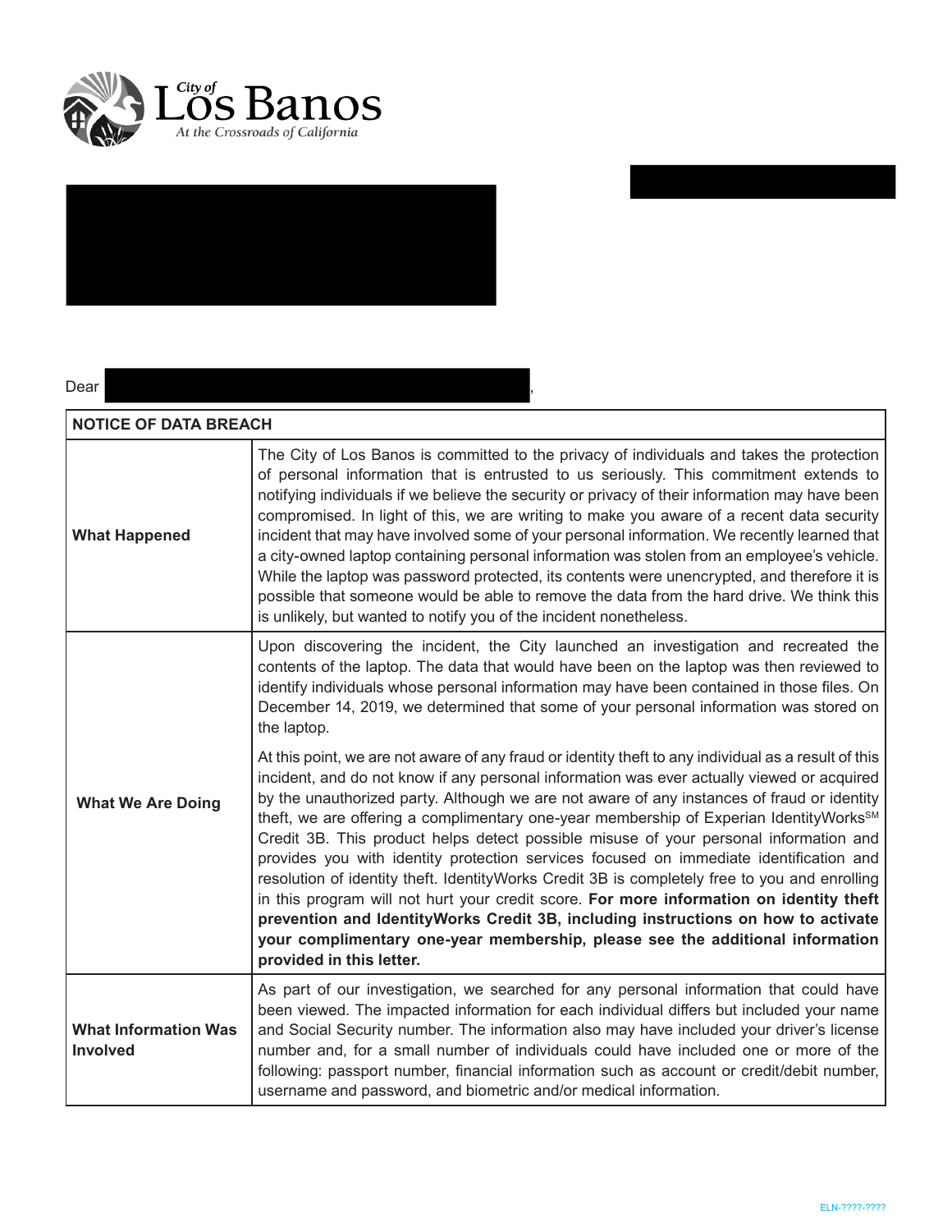City of Los Banos

*At the Crossroads of California*

Dear ,

| NOTICE OF DATA BREACH | |
|---|---|
| **What Happened** | The City of Los Banos is committed to the privacy of individuals and takes the protection of personal information that is entrusted to us seriously. This commitment extends to notifying individuals if we believe the security or privacy of their information may have been compromised. In light of this, we are writing to make you aware of a recent data security incident that may have involved some of your personal information. We recently learned that a city-owned laptop containing personal information was stolen from an employee's vehicle. While the laptop was password protected, its contents were unencrypted, and therefore it is possible that someone would be able to remove the data from the hard drive. We think this is unlikely, but wanted to notify you of the incident nonetheless. |
| **What We Are Doing** | Upon discovering the incident, the City launched an investigation and recreated the contents of the laptop. The data that would have been on the laptop was then reviewed to identify individuals whose personal information may have been contained in those files. On December 14, 2019, we determined that some of your personal information was stored on the laptop.<br><br>At this point, we are not aware of any fraud or identity theft to any individual as a result of this incident, and do not know if any personal information was ever actually viewed or acquired by the unauthorized party. Although we are not aware of any instances of fraud or identity theft, we are offering a complimentary one-year membership of Experian IdentityWorks℠ Credit 3B. This product helps detect possible misuse of your personal information and provides you with identity protection services focused on immediate identification and resolution of identity theft. IdentityWorks Credit 3B is completely free to you and enrolling in this program will not hurt your credit score. **For more information on identity theft prevention and IdentityWorks Credit 3B, including instructions on how to activate your complimentary one-year membership, please see the additional information provided in this letter.** |
| **What Information Was Involved** | As part of our investigation, we searched for any personal information that could have been viewed. The impacted information for each individual differs but included your name and Social Security number. The information also may have included your driver's license number and, for a small number of individuals could have included one or more of the following: passport number, financial information such as account or credit/debit number, username and password, and biometric and/or medical information. |

ELN-????-????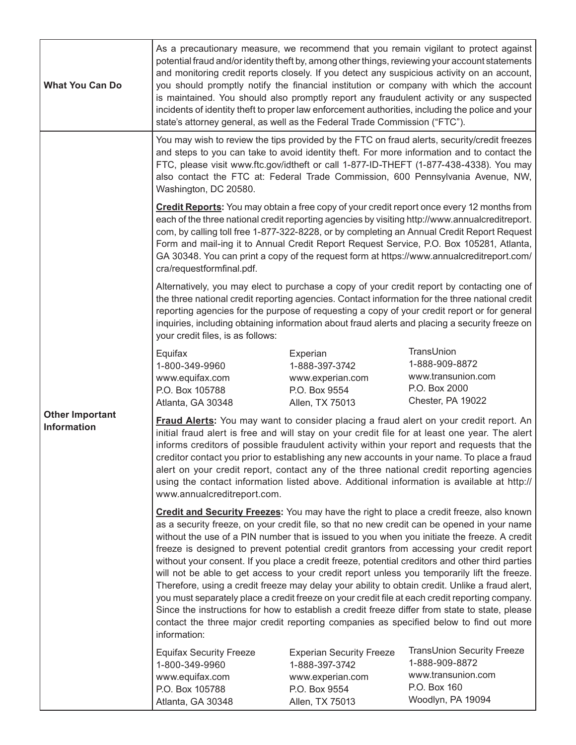| | |
|---|---|
| **What You Can Do** | As a precautionary measure, we recommend that you remain vigilant to protect against potential fraud and/or identity theft by, among other things, reviewing your account statements and monitoring credit reports closely. If you detect any suspicious activity on an account, you should promptly notify the financial institution or company with which the account is maintained. You should also promptly report any fraudulent activity or any suspected incidents of identity theft to proper law enforcement authorities, including the police and your state's attorney general, as well as the Federal Trade Commission ("FTC"). |
| **Other Important Information** | You may wish to review the tips provided by the FTC on fraud alerts, security/credit freezes and steps to you can take to avoid identity theft. For more information and to contact the FTC, please visit www.ftc.gov/idtheft or call 1-877-ID-THEFT (1-877-438-4338). You may also contact the FTC at: Federal Trade Commission, 600 Pennsylvania Avenue, NW, Washington, DC 20580.<br><br>**Credit Reports:** You may obtain a free copy of your credit report once every 12 months from each of the three national credit reporting agencies by visiting http://www.annualcreditreport.com, by calling toll free 1-877-322-8228, or by completing an Annual Credit Report Request Form and mail-ing it to Annual Credit Report Request Service, P.O. Box 105281, Atlanta, GA 30348. You can print a copy of the request form at https://www.annualcreditreport.com/cra/requestformfinal.pdf.<br><br>Alternatively, you may elect to purchase a copy of your credit report by contacting one of the three national credit reporting agencies. Contact information for the three national credit reporting agencies for the purpose of requesting a copy of your credit report or for general inquiries, including obtaining information about fraud alerts and placing a security freeze on your credit files, is as follows:<br><br>Equifax<br>1-800-349-9960<br>www.equifax.com<br>P.O. Box 105788<br>Atlanta, GA 30348<br><br>Experian<br>1-888-397-3742<br>www.experian.com<br>P.O. Box 9554<br>Allen, TX 75013<br><br>TransUnion<br>1-888-909-8872<br>www.transunion.com<br>P.O. Box 2000<br>Chester, PA 19022<br><br>**Fraud Alerts:** You may want to consider placing a fraud alert on your credit report. An initial fraud alert is free and will stay on your credit file for at least one year. The alert informs creditors of possible fraudulent activity within your report and requests that the creditor contact you prior to establishing any new accounts in your name. To place a fraud alert on your credit report, contact any of the three national credit reporting agencies using the contact information listed above. Additional information is available at http://www.annualcreditreport.com.<br><br>**Credit and Security Freezes:** You may have the right to place a credit freeze, also known as a security freeze, on your credit file, so that no new credit can be opened in your name without the use of a PIN number that is issued to you when you initiate the freeze. A credit freeze is designed to prevent potential credit grantors from accessing your credit report without your consent. If you place a credit freeze, potential creditors and other third parties will not be able to get access to your credit report unless you temporarily lift the freeze. Therefore, using a credit freeze may delay your ability to obtain credit. Unlike a fraud alert, you must separately place a credit freeze on your credit file at each credit reporting company. Since the instructions for how to establish a credit freeze differ from state to state, please contact the three major credit reporting companies as specified below to find out more information:<br><br>Equifax Security Freeze<br>1-800-349-9960<br>www.equifax.com<br>P.O. Box 105788<br>Atlanta, GA 30348<br><br>Experian Security Freeze<br>1-888-397-3742<br>www.experian.com<br>P.O. Box 9554<br>Allen, TX 75013<br><br>TransUnion Security Freeze<br>1-888-909-8872<br>www.transunion.com<br>P.O. Box 160<br>Woodlyn, PA 19094 |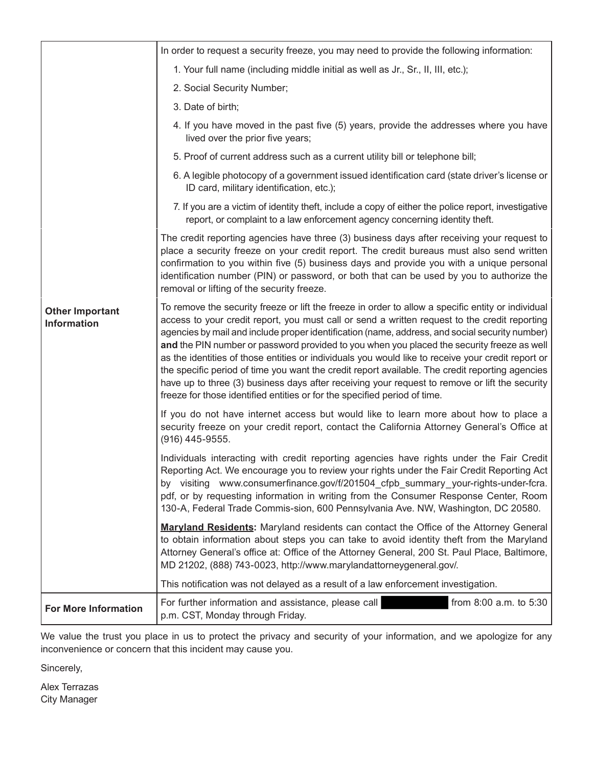| | |
|---|---|
| | In order to request a security freeze, you may need to provide the following information:<br>1. Your full name (including middle initial as well as Jr., Sr., II, III, etc.);<br>2. Social Security Number;<br>3. Date of birth;<br>4. If you have moved in the past five (5) years, provide the addresses where you have lived over the prior five years;<br>5. Proof of current address such as a current utility bill or telephone bill;<br>6. A legible photocopy of a government issued identification card (state driver's license or ID card, military identification, etc.);<br>7. If you are a victim of identity theft, include a copy of either the police report, investigative report, or complaint to a law enforcement agency concerning identity theft. |
| **Other Important Information** | The credit reporting agencies have three (3) business days after receiving your request to place a security freeze on your credit report. The credit bureaus must also send written confirmation to you within five (5) business days and provide you with a unique personal identification number (PIN) or password, or both that can be used by you to authorize the removal or lifting of the security freeze.<br><br>To remove the security freeze or lift the freeze in order to allow a specific entity or individual access to your credit report, you must call or send a written request to the credit reporting agencies by mail and include proper identification (name, address, and social security number) **and** the PIN number or password provided to you when you placed the security freeze as well as the identities of those entities or individuals you would like to receive your credit report or the specific period of time you want the credit report available. The credit reporting agencies have up to three (3) business days after receiving your request to remove or lift the security freeze for those identified entities or for the specified period of time.<br><br>If you do not have internet access but would like to learn more about how to place a security freeze on your credit report, contact the California Attorney General's Office at (916) 445-9555.<br><br>Individuals interacting with credit reporting agencies have rights under the Fair Credit Reporting Act. We encourage you to review your rights under the Fair Credit Reporting Act by visiting www.consumerfinance.gov/f/201504_cfpb_summary_your-rights-under-fcra.pdf, or by requesting information in writing from the Consumer Response Center, Room 130-A, Federal Trade Commis-sion, 600 Pennsylvania Ave. NW, Washington, DC 20580.<br><br>**Maryland Residents:** Maryland residents can contact the Office of the Attorney General to obtain information about steps you can take to avoid identity theft from the Maryland Attorney General's office at: Office of the Attorney General, 200 St. Paul Place, Baltimore, MD 21202, (888) 743-0023, http://www.marylandattorneygeneral.gov/.<br><br>This notification was not delayed as a result of a law enforcement investigation. |
| **For More Information** | For further information and assistance, please call [REDACTED] from 8:00 a.m. to 5:30 p.m. CST, Monday through Friday. |

We value the trust you place in us to protect the privacy and security of your information, and we apologize for any inconvenience or concern that this incident may cause you.

Sincerely,

Alex Terrazas
City Manager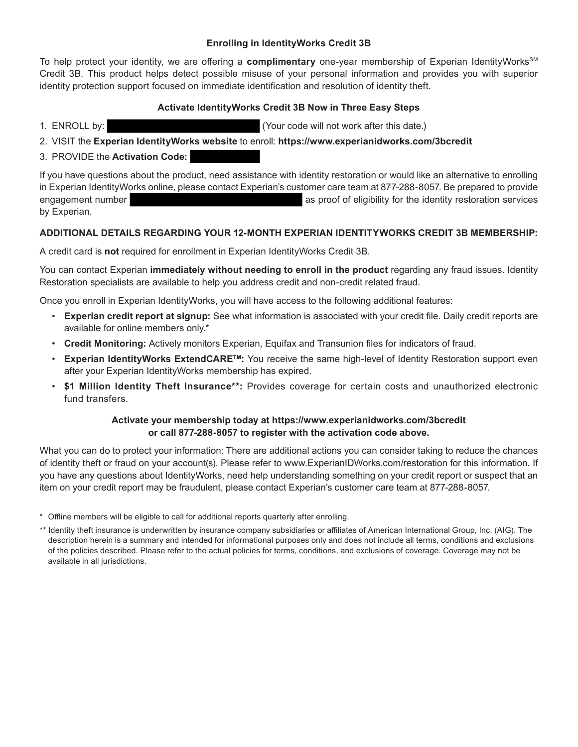### Enrolling in IdentityWorks Credit 3B

To help protect your identity, we are offering a **complimentary** one-year membership of Experian IdentityWorks[SM] Credit 3B. This product helps detect possible misuse of your personal information and provides you with superior identity protection support focused on immediate identification and resolution of identity theft.

#### Activate IdentityWorks Credit 3B Now in Three Easy Steps

1. ENROLL by: ██████████ (Your code will not work after this date.)
2. VISIT the **Experian IdentityWorks website** to enroll: **https://www.experianidworks.com/3bcredit**
3. PROVIDE the **Activation Code:** ██████

If you have questions about the product, need assistance with identity restoration or would like an alternative to enrolling in Experian IdentityWorks online, please contact Experian's customer care team at 877-288-8057. Be prepared to provide engagement number ██████████ as proof of eligibility for the identity restoration services by Experian.

**ADDITIONAL DETAILS REGARDING YOUR 12-MONTH EXPERIAN IDENTITYWORKS CREDIT 3B MEMBERSHIP:**

A credit card is **not** required for enrollment in Experian IdentityWorks Credit 3B.

You can contact Experian **immediately without needing to enroll in the product** regarding any fraud issues. Identity Restoration specialists are available to help you address credit and non-credit related fraud.

Once you enroll in Experian IdentityWorks, you will have access to the following additional features:

- **Experian credit report at signup:** See what information is associated with your credit file. Daily credit reports are available for online members only.*
- **Credit Monitoring:** Actively monitors Experian, Equifax and Transunion files for indicators of fraud.
- **Experian IdentityWorks ExtendCARE[TM]:** You receive the same high-level of Identity Restoration support even after your Experian IdentityWorks membership has expired.
- **$1 Million Identity Theft Insurance**:** Provides coverage for certain costs and unauthorized electronic fund transfers.

**Activate your membership today at https://www.experianidworks.com/3bcredit or call 877-288-8057 to register with the activation code above.**

What you can do to protect your information: There are additional actions you can consider taking to reduce the chances of identity theft or fraud on your account(s). Please refer to www.ExperianIDWorks.com/restoration for this information. If you have any questions about IdentityWorks, need help understanding something on your credit report or suspect that an item on your credit report may be fraudulent, please contact Experian's customer care team at 877-288-8057.

\* Offline members will be eligible to call for additional reports quarterly after enrolling.

** Identity theft insurance is underwritten by insurance company subsidiaries or affiliates of American International Group, Inc. (AIG). The description herein is a summary and intended for informational purposes only and does not include all terms, conditions and exclusions of the policies described. Please refer to the actual policies for terms, conditions, and exclusions of coverage. Coverage may not be available in all jurisdictions.